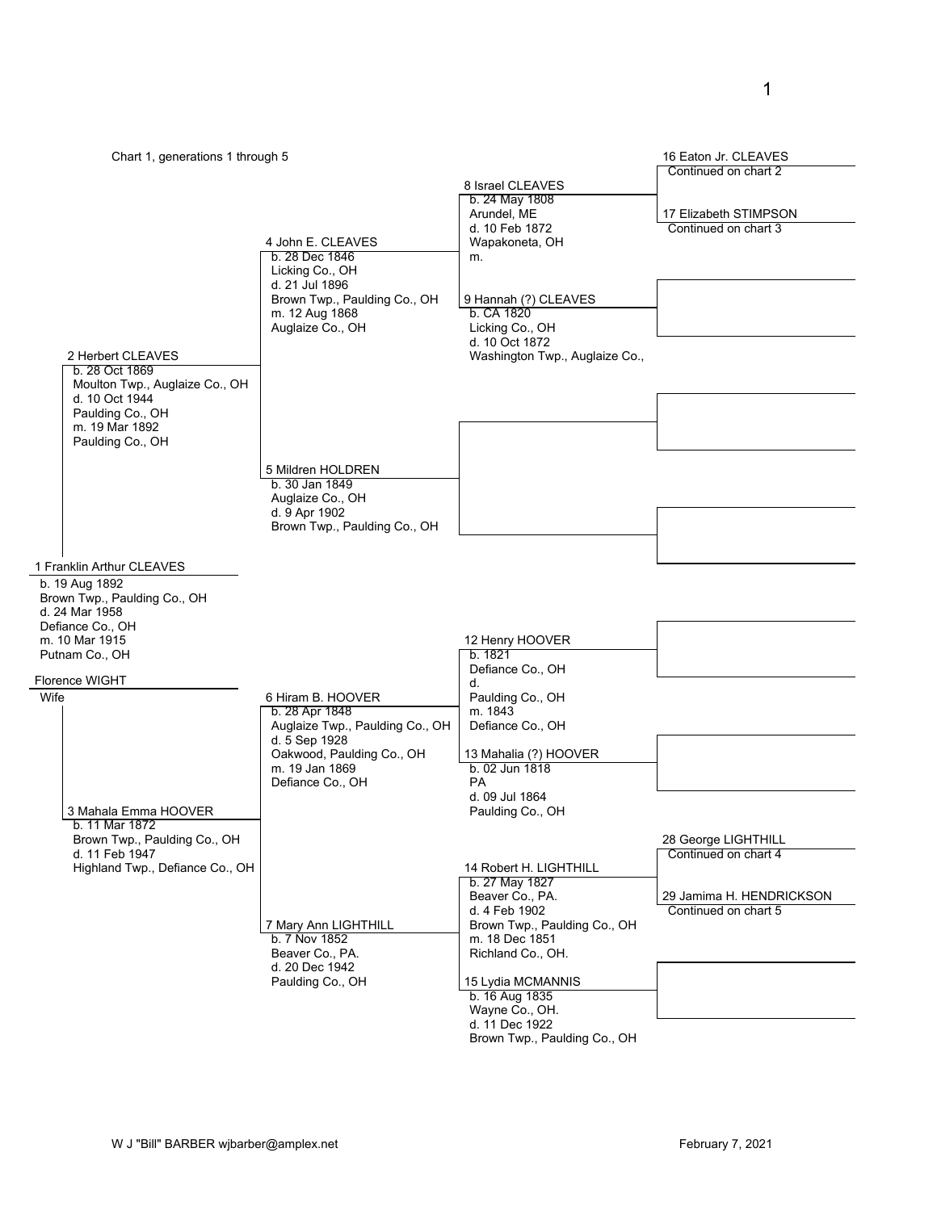Chart 1, generations 1 through 5

**1 Franklin Arthur CLEAVES**
b. 19 Aug 1892
Brown Twp., Paulding Co., OH
d. 24 Mar 1958
Defiance Co., OH
m. 10 Mar 1915
Putnam Co., OH

**Florence WIGHT**
Wife

**2 Herbert CLEAVES**
b. 28 Oct 1869
Moulton Twp., Auglaize Co., OH
d. 10 Oct 1944
Paulding Co., OH
m. 19 Mar 1892
Paulding Co., OH

**3 Mahala Emma HOOVER**
b. 11 Mar 1872
Brown Twp., Paulding Co., OH
d. 11 Feb 1947
Highland Twp., Defiance Co., OH

**4 John E. CLEAVES**
b. 28 Dec 1846
Licking Co., OH
d. 21 Jul 1896
Brown Twp., Paulding Co., OH
m. 12 Aug 1868
Auglaize Co., OH

**5 Mildren HOLDREN**
b. 30 Jan 1849
Auglaize Co., OH
d. 9 Apr 1902
Brown Twp., Paulding Co., OH

**6 Hiram B. HOOVER**
b. 28 Apr 1848
Auglaize Twp., Paulding Co., OH
d. 5 Sep 1928
Oakwood, Paulding Co., OH
m. 19 Jan 1869
Defiance Co., OH

**7 Mary Ann LIGHTHILL**
b. 7 Nov 1852
Beaver Co., PA.
d. 20 Dec 1942
Paulding Co., OH

**8 Israel CLEAVES**
b. 24 May 1808
Arundel, ME
d. 10 Feb 1872
Wapakoneta, OH
m.

**9 Hannah (?) CLEAVES**
b. CA 1820
Licking Co., OH
d. 10 Oct 1872
Washington Twp., Auglaize Co.,

**12 Henry HOOVER**
b. 1821
Defiance Co., OH
d.
Paulding Co., OH
m. 1843
Defiance Co., OH

**13 Mahalia (?) HOOVER**
b. 02 Jun 1818
PA
d. 09 Jul 1864
Paulding Co., OH

**14 Robert H. LIGHTHILL**
b. 27 May 1827
Beaver Co., PA.
d. 4 Feb 1902
Brown Twp., Paulding Co., OH
m. 18 Dec 1851
Richland Co., OH.

**15 Lydia MCMANNIS**
b. 16 Aug 1835
Wayne Co., OH.
d. 11 Dec 1922
Brown Twp., Paulding Co., OH

**16 Eaton Jr. CLEAVES**
Continued on chart 2

**17 Elizabeth STIMPSON**
Continued on chart 3

**28 George LIGHTHILL**
Continued on chart 4

**29 Jamima H. HENDRICKSON**
Continued on chart 5

W J "Bill" BARBER wjbarber@amplex.net

February 7, 2021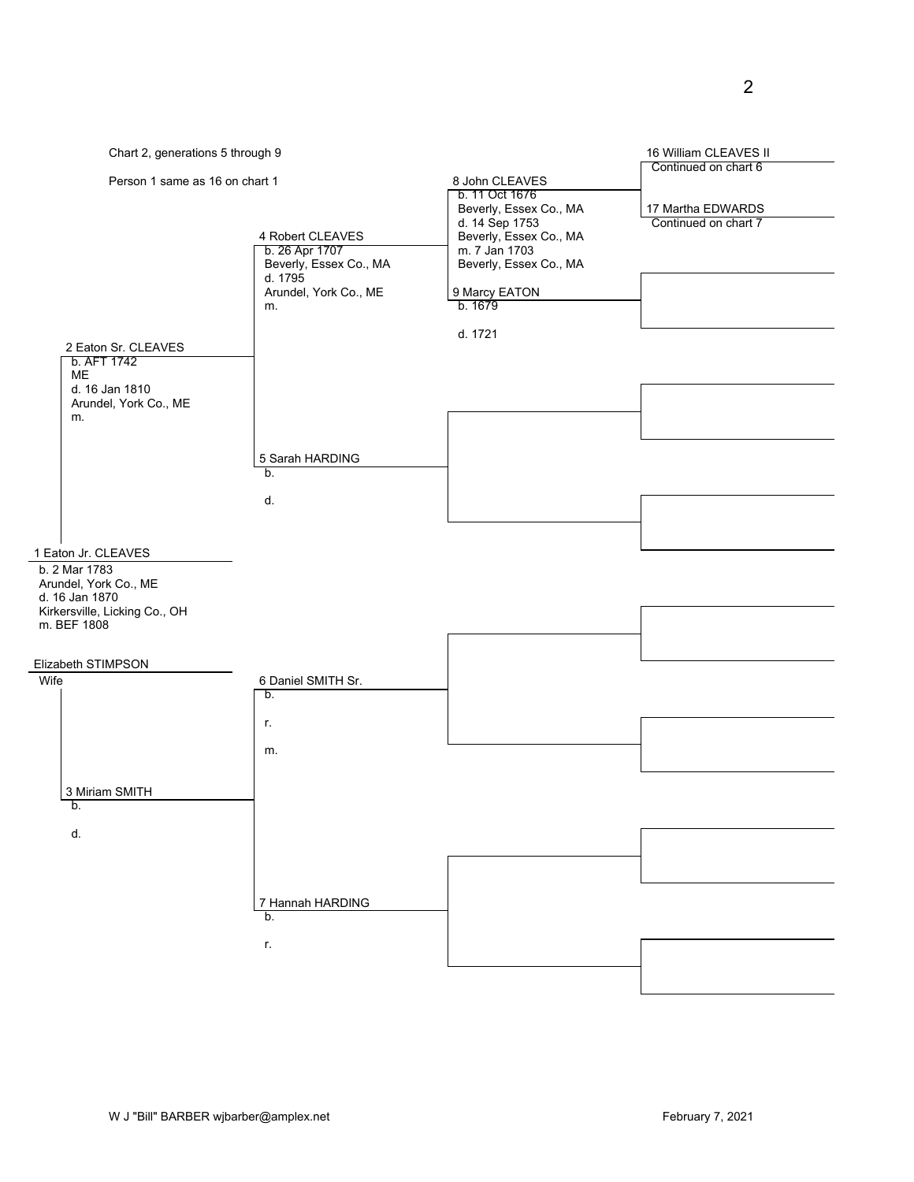Chart 2, generations 5 through 9

Person 1 same as 16 on chart 1

**1 Eaton Jr. CLEAVES**
b. 2 Mar 1783
Arundel, York Co., ME
d. 16 Jan 1870
Kirkersville, Licking Co., OH
m. BEF 1808

**Elizabeth STIMPSON**
Wife

**2 Eaton Sr. CLEAVES**
b. AFT 1742
ME
d. 16 Jan 1810
Arundel, York Co., ME
m.

**3 Miriam SMITH**
b.

d.

**4 Robert CLEAVES**
b. 26 Apr 1707
Beverly, Essex Co., MA
d. 1795
Arundel, York Co., ME
m.

**5 Sarah HARDING**
b.

d.

**6 Daniel SMITH Sr.**
b.

r.

m.

**7 Hannah HARDING**
b.

r.

**8 John CLEAVES**
b. 11 Oct 1676
Beverly, Essex Co., MA
d. 14 Sep 1753
Beverly, Essex Co., MA
m. 7 Jan 1703
Beverly, Essex Co., MA

**9 Marcy EATON**
b. 1679

d. 1721

**16 William CLEAVES II**
Continued on chart 6

**17 Martha EDWARDS**
Continued on chart 7

W J "Bill" BARBER wjbarber@amplex.net

February 7, 2021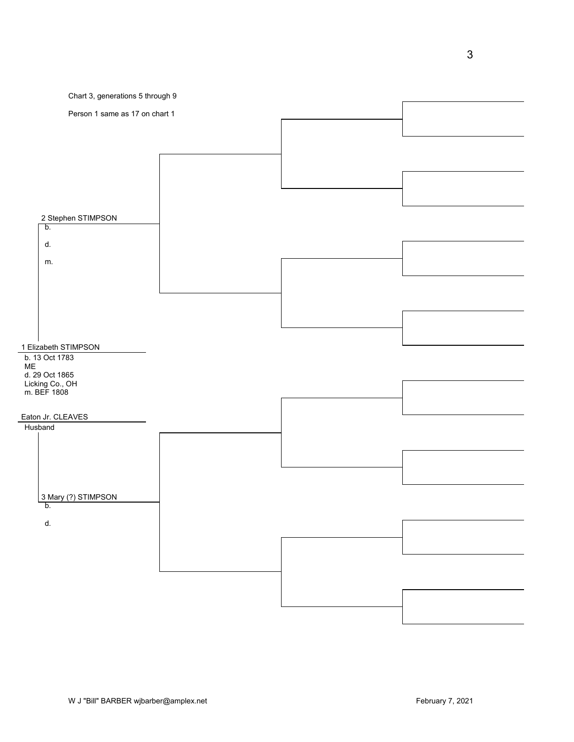Chart 3, generations 5 through 9

Person 1 same as 17 on chart 1

2 Stephen STIMPSON
b.

d.

m.

1 Elizabeth STIMPSON
b. 13 Oct 1783
ME
d. 29 Oct 1865
Licking Co., OH
m. BEF 1808

Eaton Jr. CLEAVES
Husband

3 Mary (?) STIMPSON
b.

d.

W J "Bill" BARBER wjbarber@amplex.net

February 7, 2021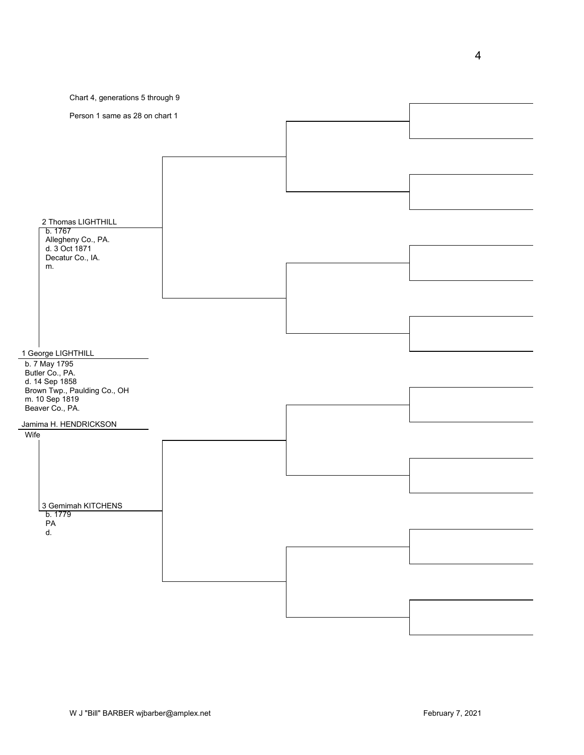Chart 4, generations 5 through 9

Person 1 same as 28 on chart 1

2 Thomas LIGHTHILL
b. 1767
Allegheny Co., PA.
d. 3 Oct 1871
Decatur Co., IA.
m.

1 George LIGHTHILL
b. 7 May 1795
Butler Co., PA.
d. 14 Sep 1858
Brown Twp., Paulding Co., OH
m. 10 Sep 1819
Beaver Co., PA.

Jamima H. HENDRICKSON
Wife

3 Gemimah KITCHENS
b. 1779
PA
d.

W J "Bill" BARBER wjbarber@amplex.net

February 7, 2021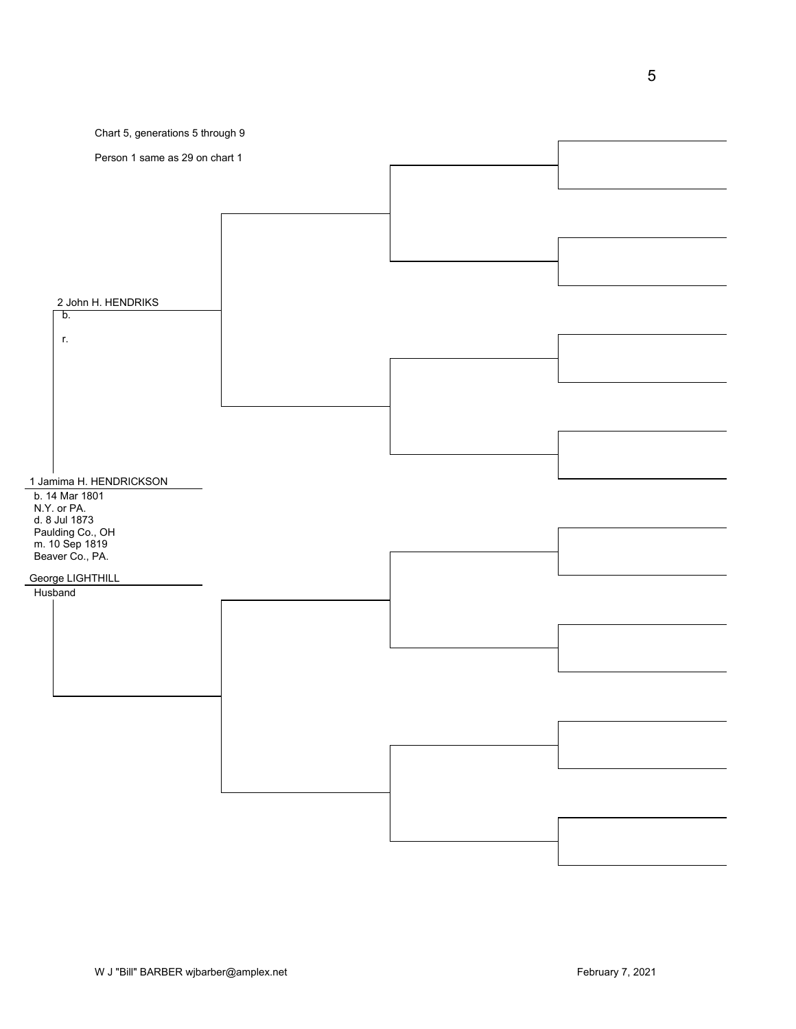Chart 5, generations 5 through 9

Person 1 same as 29 on chart 1

2 John H. HENDRIKS
b.

r.

1 Jamima H. HENDRICKSON
b. 14 Mar 1801
N.Y. or PA.
d. 8 Jul 1873
Paulding Co., OH
m. 10 Sep 1819
Beaver Co., PA.

George LIGHTHILL
Husband

W J "Bill" BARBER wjbarber@amplex.net

February 7, 2021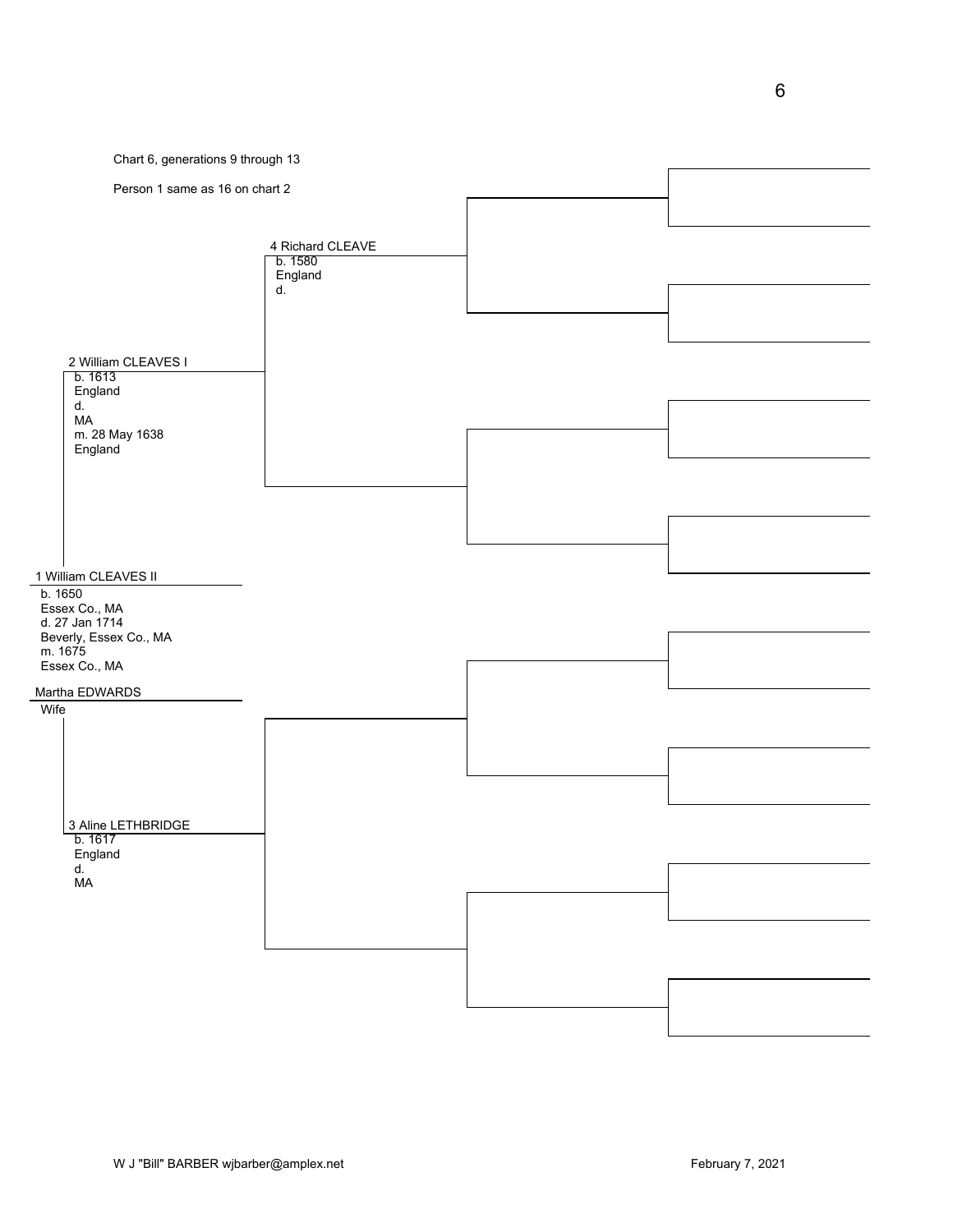Chart 6, generations 9 through 13

Person 1 same as 16 on chart 2

**4 Richard CLEAVE**
b. 1580
England
d.

**2 William CLEAVES I**
b. 1613
England
d.
MA
m. 28 May 1638
England

**1 William CLEAVES II**
b. 1650
Essex Co., MA
d. 27 Jan 1714
Beverly, Essex Co., MA
m. 1675
Essex Co., MA

**Martha EDWARDS**
Wife

**3 Aline LETHBRIDGE**
b. 1617
England
d.
MA

W J "Bill" BARBER wjbarber@amplex.net

February 7, 2021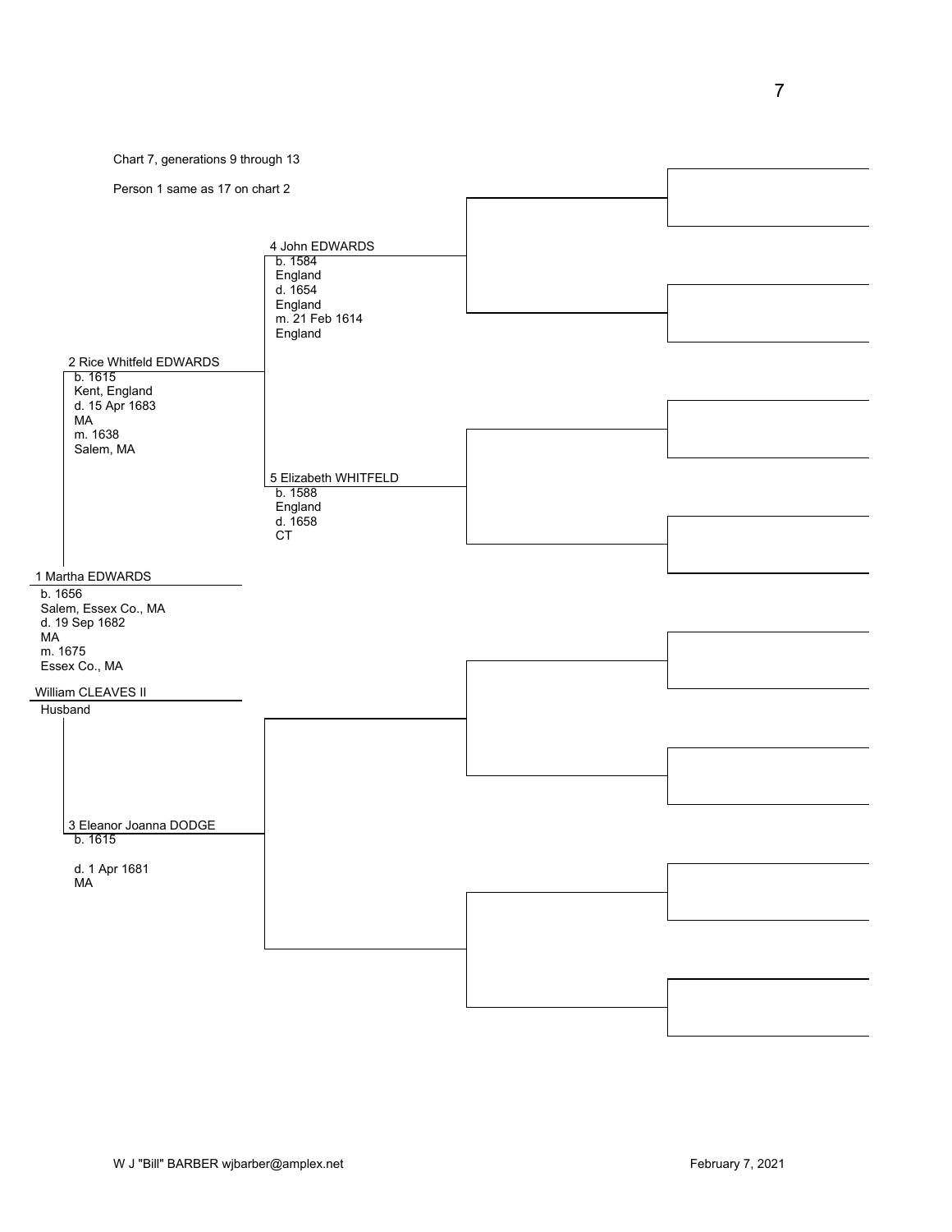Chart 7, generations 9 through 13

Person 1 same as 17 on chart 2

4 John EDWARDS
b. 1584
England
d. 1654
England
m. 21 Feb 1614
England

2 Rice Whitfeld EDWARDS
b. 1615
Kent, England
d. 15 Apr 1683
MA
m. 1638
Salem, MA

5 Elizabeth WHITFELD
b. 1588
England
d. 1658
CT

1 Martha EDWARDS
b. 1656
Salem, Essex Co., MA
d. 19 Sep 1682
MA
m. 1675
Essex Co., MA

William CLEAVES II
Husband

3 Eleanor Joanna DODGE
b. 1615

d. 1 Apr 1681
MA

W J "Bill" BARBER wjbarber@amplex.net

February 7, 2021